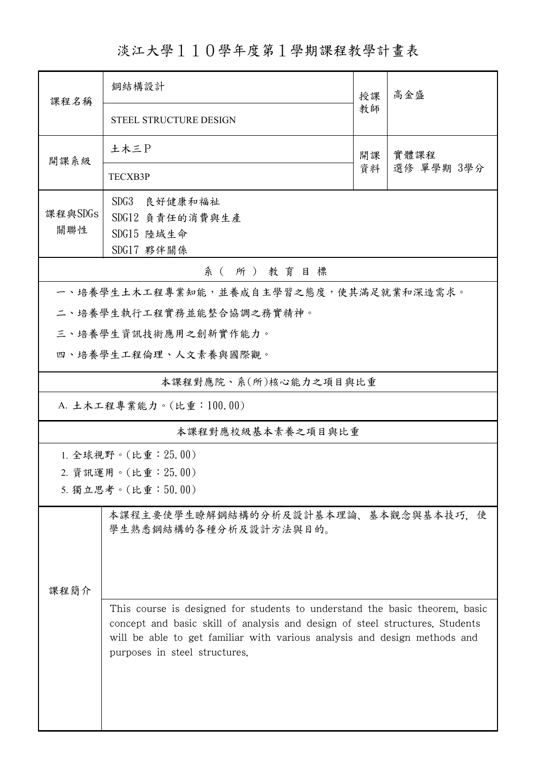# 淡江大學１１０學年度第１學期課程教學計畫表

| 課程名稱 | 鋼結構設計<br>STEEL STRUCTURE DESIGN | 授課教師 | 高金盛 |
|---|---|---|---|
| 開課系級 | 土木三P<br>TECXB3P | 開課資料 | 實體課程<br>選修 單學期 3學分 |
| 課程與SDGs關聯性 | SDG3 良好健康和福祉<br>SDG12 負責任的消費與生產<br>SDG15 陸域生命<br>SDG17 夥伴關係 | | |

## 系（所）教育目標

一、培養學生土木工程專業知能，並養成自主學習之態度，使其滿足就業和深造需求。

二、培養學生執行工程實務並能整合協調之務實精神。

三、培養學生資訊技術應用之創新實作能力。

四、培養學生工程倫理、人文素養與國際觀。

## 本課程對應院、系(所)核心能力之項目與比重

A. 土木工程專業能力。(比重：100.00)

## 本課程對應校級基本素養之項目與比重

1. 全球視野。(比重：25.00)
2. 資訊運用。(比重：25.00)
5. 獨立思考。(比重：50.00)

## 課程簡介

本課程主要使學生瞭解鋼結構的分析及設計基本理論、基本觀念與基本技巧，使學生熟悉鋼結構的各種分析及設計方法與目的。

This course is designed for students to understand the basic theorem, basic concept and basic skill of analysis and design of steel structures. Students will be able to get familiar with various analysis and design methods and purposes in steel structures.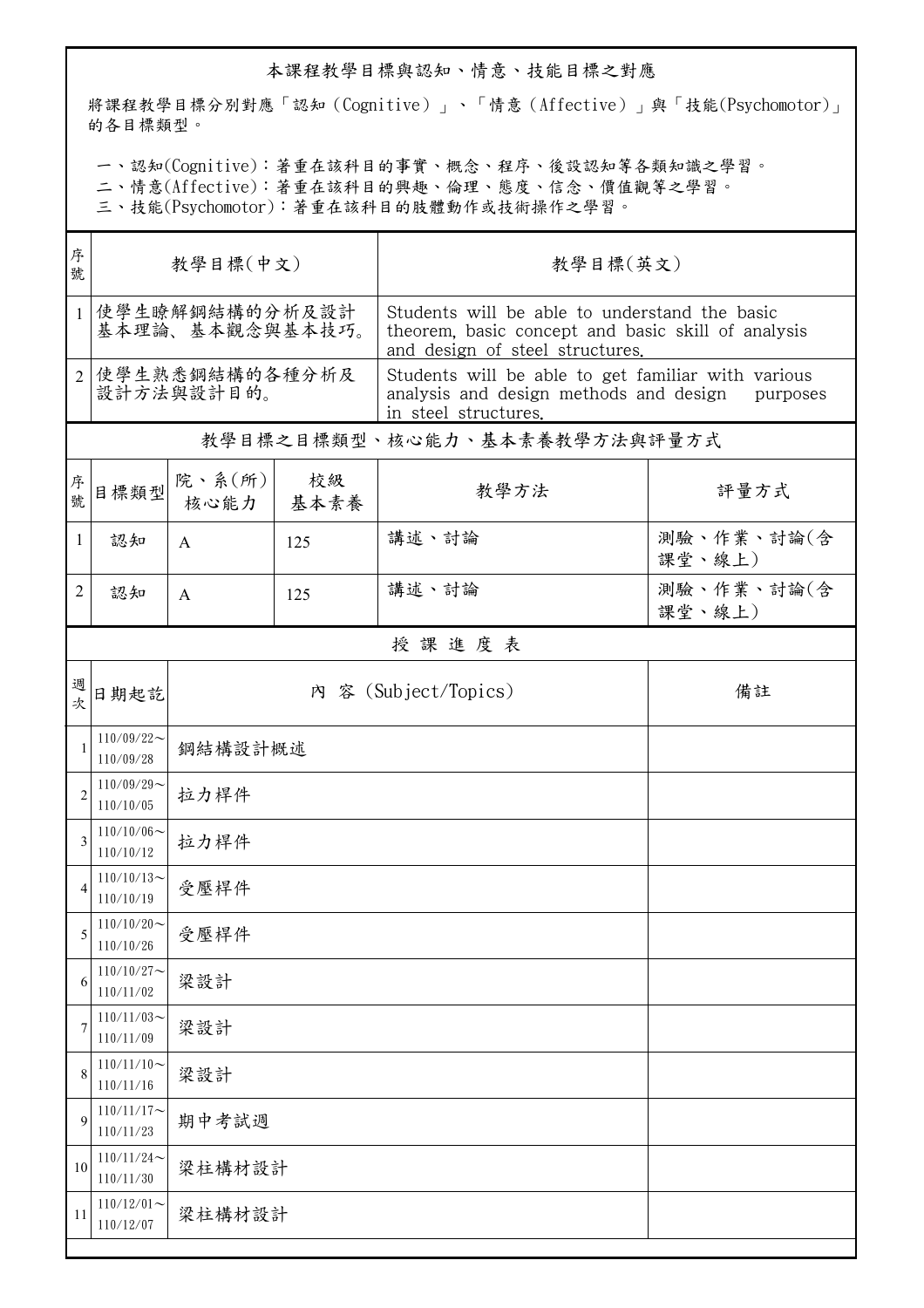## 本課程教學目標與認知、情意、技能目標之對應

將課程教學目標分別對應「認知（Cognitive）」、「情意（Affective）」與「技能(Psychomotor)」的各目標類型。

一、認知(Cognitive)：著重在該科目的事實、概念、程序、後設認知等各類知識之學習。
二、情意(Affective)：著重在該科目的興趣、倫理、態度、信念、價值觀等之學習。
三、技能(Psychomotor)：著重在該科目的肢體動作或技術操作之學習。

| 序號 | 教學目標(中文) | 教學目標(英文) |
|---|---|---|
| 1 | 使學生瞭解鋼結構的分析及設計基本理論、基本觀念與基本技巧。 | Students will be able to understand the basic theorem, basic concept and basic skill of analysis and design of steel structures. |
| 2 | 使學生熟悉鋼結構的各種分析及設計方法與設計目的。 | Students will be able to get familiar with various analysis and design methods and design purposes in steel structures. |

## 教學目標之目標類型、核心能力、基本素養教學方法與評量方式

| 序號 | 目標類型 | 院、系(所)核心能力 | 校級基本素養 | 教學方法 | 評量方式 |
|---|---|---|---|---|---|
| 1 | 認知 | A | 125 | 講述、討論 | 測驗、作業、討論(含課堂、線上) |
| 2 | 認知 | A | 125 | 講述、討論 | 測驗、作業、討論(含課堂、線上) |

## 授 課 進 度 表

| 週次 | 日期起訖 | 內 容 (Subject/Topics) | 備註 |
|---|---|---|---|
| 1 | 110/09/22～110/09/28 | 鋼結構設計概述 | |
| 2 | 110/09/29～110/10/05 | 拉力桿件 | |
| 3 | 110/10/06～110/10/12 | 拉力桿件 | |
| 4 | 110/10/13～110/10/19 | 受壓桿件 | |
| 5 | 110/10/20～110/10/26 | 受壓桿件 | |
| 6 | 110/10/27～110/11/02 | 梁設計 | |
| 7 | 110/11/03～110/11/09 | 梁設計 | |
| 8 | 110/11/10～110/11/16 | 梁設計 | |
| 9 | 110/11/17～110/11/23 | 期中考試週 | |
| 10 | 110/11/24～110/11/30 | 梁柱構材設計 | |
| 11 | 110/12/01～110/12/07 | 梁柱構材設計 | |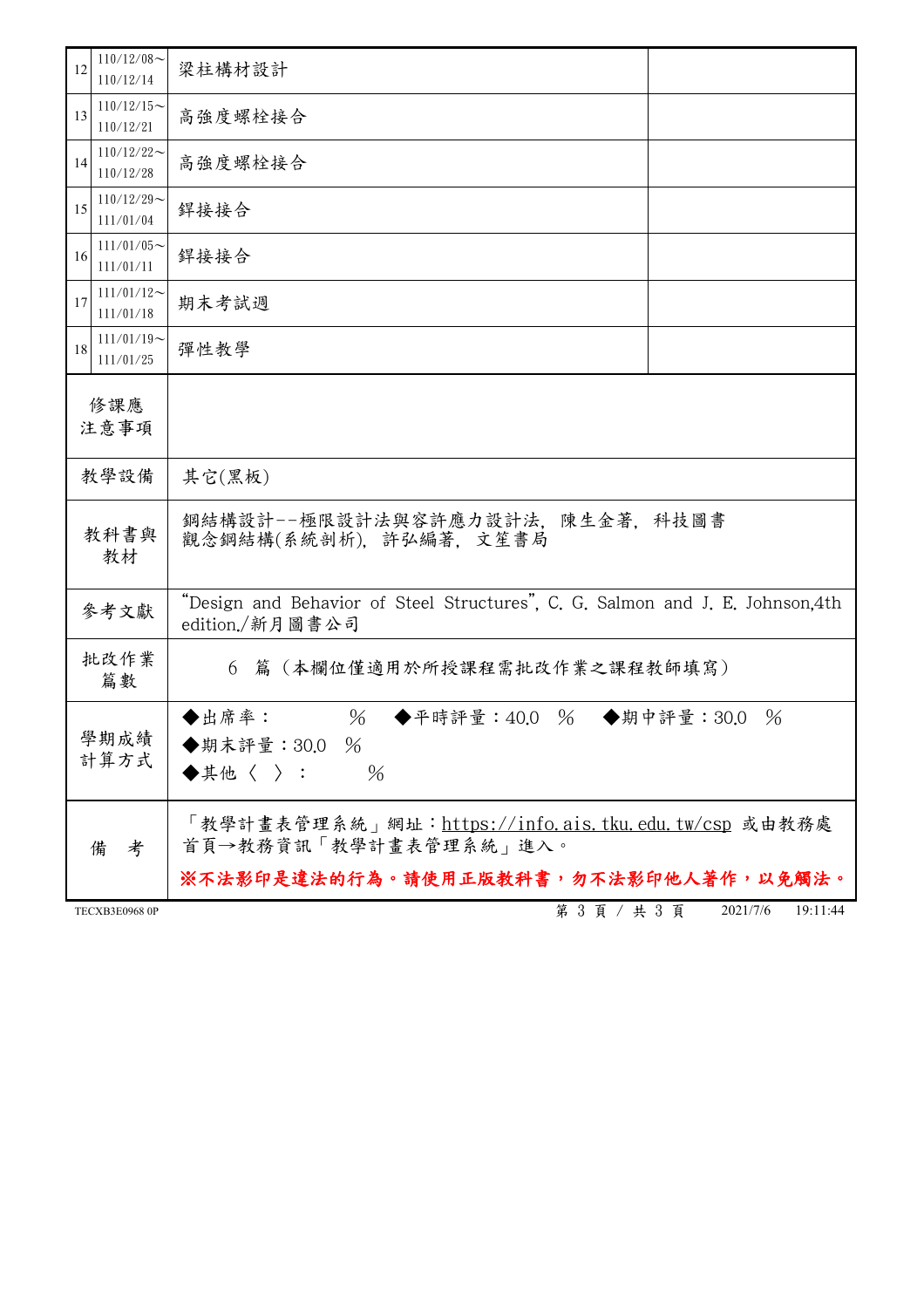| | | | |
|---|---|---|---|
| 12 | 110/12/08～<br>110/12/14 | 梁柱構材設計 | |
| 13 | 110/12/15～<br>110/12/21 | 高強度螺栓接合 | |
| 14 | 110/12/22～<br>110/12/28 | 高強度螺栓接合 | |
| 15 | 110/12/29～<br>111/01/04 | 銲接接合 | |
| 16 | 111/01/05～<br>111/01/11 | 銲接接合 | |
| 17 | 111/01/12～<br>111/01/18 | 期末考試週 | |
| 18 | 111/01/19～<br>111/01/25 | 彈性教學 | |

| | |
|---|---|
| 修課應注意事項 | |
| 教學設備 | 其它(黑板) |
| 教科書與教材 | 鋼結構設計--極限設計法與容許應力設計法, 陳生金著, 科技圖書<br>觀念鋼結構(系統剖析), 許弘編著, 文笙書局 |
| 參考文獻 | "Design and Behavior of Steel Structures", C. G. Salmon and J. E. Johnson,4th edition./新月圖書公司 |
| 批改作業篇數 | 6 篇（本欄位僅適用於所授課程需批改作業之課程教師填寫） |
| 學期成績計算方式 | ◆出席率：　　% ◆平時評量：40.0 % ◆期中評量：30.0 %<br>◆期末評量：30.0 %<br>◆其他〈 〉：　　% |
| 備　考 | 「教學計畫表管理系統」網址：https://info.ais.tku.edu.tw/csp 或由教務處首頁→教務資訊「教學計畫表管理系統」進入。<br>**※不法影印是違法的行為。請使用正版教科書，勿不法影印他人著作，以免觸法。** |

TECXB3E0968 0P　　2021/7/6　19:11:44